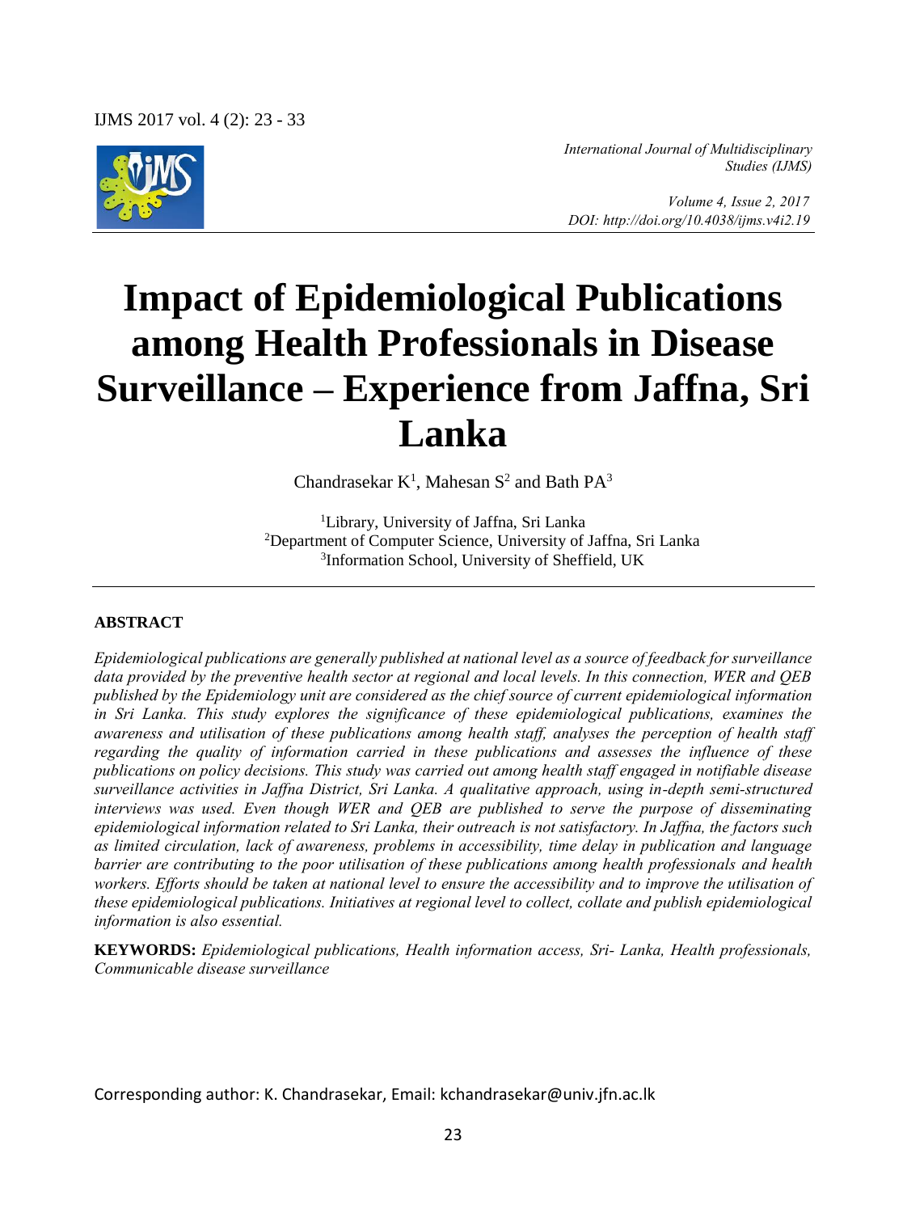# Impact of Epidemiological Publications among Health Professionals in Disease Surveillance – Experience from Jaffna, Sri Lanka

Chandrasekar K[1], Mahesan S[2] and Bath PA[3]

[1]Library, University of Jaffna, Sri Lanka
[2]Department of Computer Science, University of Jaffna, Sri Lanka
[3]Information School, University of Sheffield, UK

## ABSTRACT

*Epidemiological publications are generally published at national level as a source of feedback for surveillance data provided by the preventive health sector at regional and local levels. In this connection, WER and QEB published by the Epidemiology unit are considered as the chief source of current epidemiological information in Sri Lanka. This study explores the significance of these epidemiological publications, examines the awareness and utilisation of these publications among health staff, analyses the perception of health staff regarding the quality of information carried in these publications and assesses the influence of these publications on policy decisions. This study was carried out among health staff engaged in notifiable disease surveillance activities in Jaffna District, Sri Lanka. A qualitative approach, using in-depth semi-structured interviews was used. Even though WER and QEB are published to serve the purpose of disseminating epidemiological information related to Sri Lanka, their outreach is not satisfactory. In Jaffna, the factors such as limited circulation, lack of awareness, problems in accessibility, time delay in publication and language barrier are contributing to the poor utilisation of these publications among health professionals and health workers. Efforts should be taken at national level to ensure the accessibility and to improve the utilisation of these epidemiological publications. Initiatives at regional level to collect, collate and publish epidemiological information is also essential.*

**KEYWORDS:** *Epidemiological publications, Health information access, Sri- Lanka, Health professionals, Communicable disease surveillance*

Corresponding author: K. Chandrasekar, Email: kchandrasekar@univ.jfn.ac.lk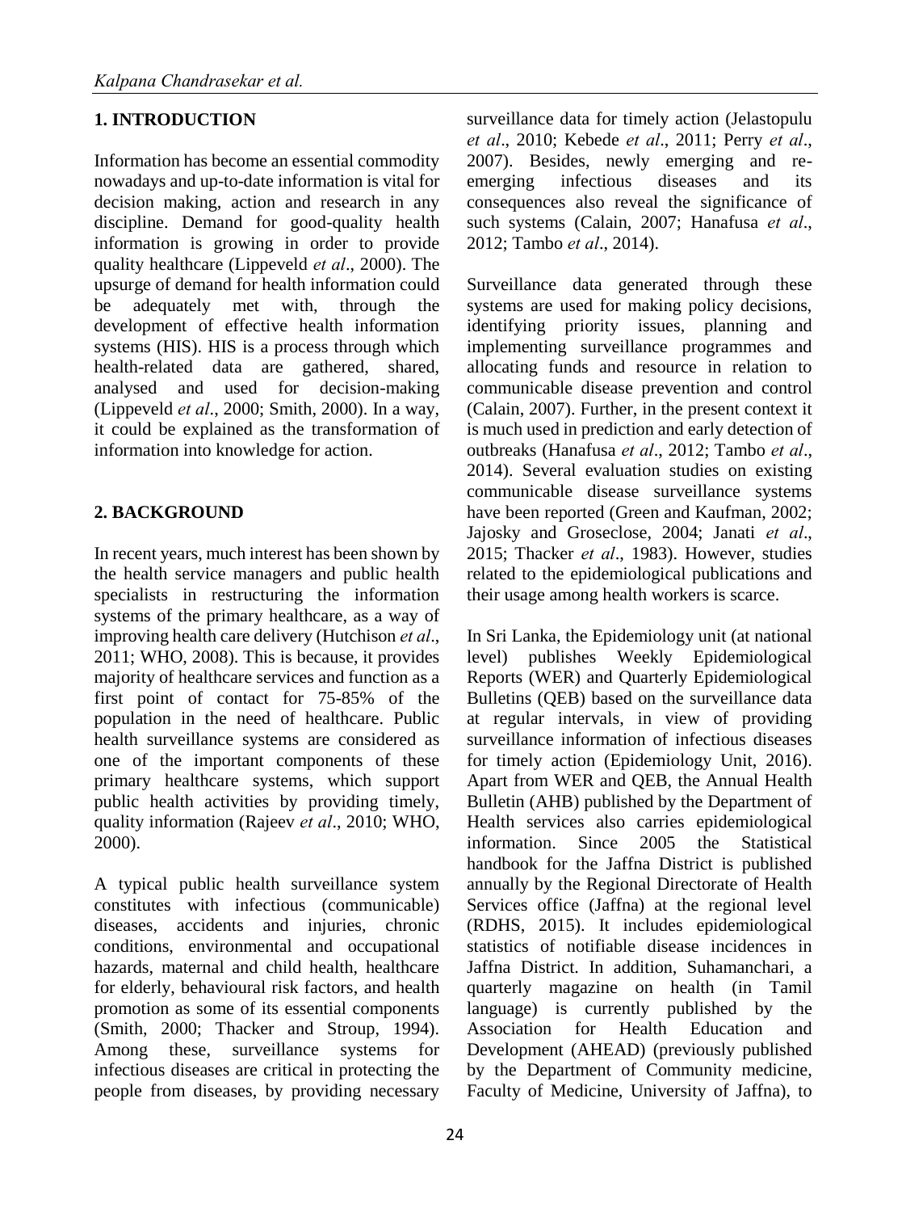## 1. INTRODUCTION

Information has become an essential commodity nowadays and up-to-date information is vital for decision making, action and research in any discipline. Demand for good-quality health information is growing in order to provide quality healthcare (Lippeveld *et al*., 2000). The upsurge of demand for health information could be adequately met with, through the development of effective health information systems (HIS). HIS is a process through which health-related data are gathered, shared, analysed and used for decision-making (Lippeveld *et al*., 2000; Smith, 2000). In a way, it could be explained as the transformation of information into knowledge for action.

## 2. BACKGROUND

In recent years, much interest has been shown by the health service managers and public health specialists in restructuring the information systems of the primary healthcare, as a way of improving health care delivery (Hutchison *et al*., 2011; WHO, 2008). This is because, it provides majority of healthcare services and function as a first point of contact for 75-85% of the population in the need of healthcare. Public health surveillance systems are considered as one of the important components of these primary healthcare systems, which support public health activities by providing timely, quality information (Rajeev *et al*., 2010; WHO, 2000).

A typical public health surveillance system constitutes with infectious (communicable) diseases, accidents and injuries, chronic conditions, environmental and occupational hazards, maternal and child health, healthcare for elderly, behavioural risk factors, and health promotion as some of its essential components (Smith, 2000; Thacker and Stroup, 1994). Among these, surveillance systems for infectious diseases are critical in protecting the people from diseases, by providing necessary surveillance data for timely action (Jelastopulu *et al*., 2010; Kebede *et al*., 2011; Perry *et al*., 2007). Besides, newly emerging and re-emerging infectious diseases and its consequences also reveal the significance of such systems (Calain, 2007; Hanafusa *et al*., 2012; Tambo *et al*., 2014).

Surveillance data generated through these systems are used for making policy decisions, identifying priority issues, planning and implementing surveillance programmes and allocating funds and resource in relation to communicable disease prevention and control (Calain, 2007). Further, in the present context it is much used in prediction and early detection of outbreaks (Hanafusa *et al*., 2012; Tambo *et al*., 2014). Several evaluation studies on existing communicable disease surveillance systems have been reported (Green and Kaufman, 2002; Jajosky and Groseclose, 2004; Janati *et al*., 2015; Thacker *et al*., 1983). However, studies related to the epidemiological publications and their usage among health workers is scarce.

In Sri Lanka, the Epidemiology unit (at national level) publishes Weekly Epidemiological Reports (WER) and Quarterly Epidemiological Bulletins (QEB) based on the surveillance data at regular intervals, in view of providing surveillance information of infectious diseases for timely action (Epidemiology Unit, 2016). Apart from WER and QEB, the Annual Health Bulletin (AHB) published by the Department of Health services also carries epidemiological information. Since 2005 the Statistical handbook for the Jaffna District is published annually by the Regional Directorate of Health Services office (Jaffna) at the regional level (RDHS, 2015). It includes epidemiological statistics of notifiable disease incidences in Jaffna District. In addition, Suhamanchari, a quarterly magazine on health (in Tamil language) is currently published by the Association for Health Education and Development (AHEAD) (previously published by the Department of Community medicine, Faculty of Medicine, University of Jaffna), to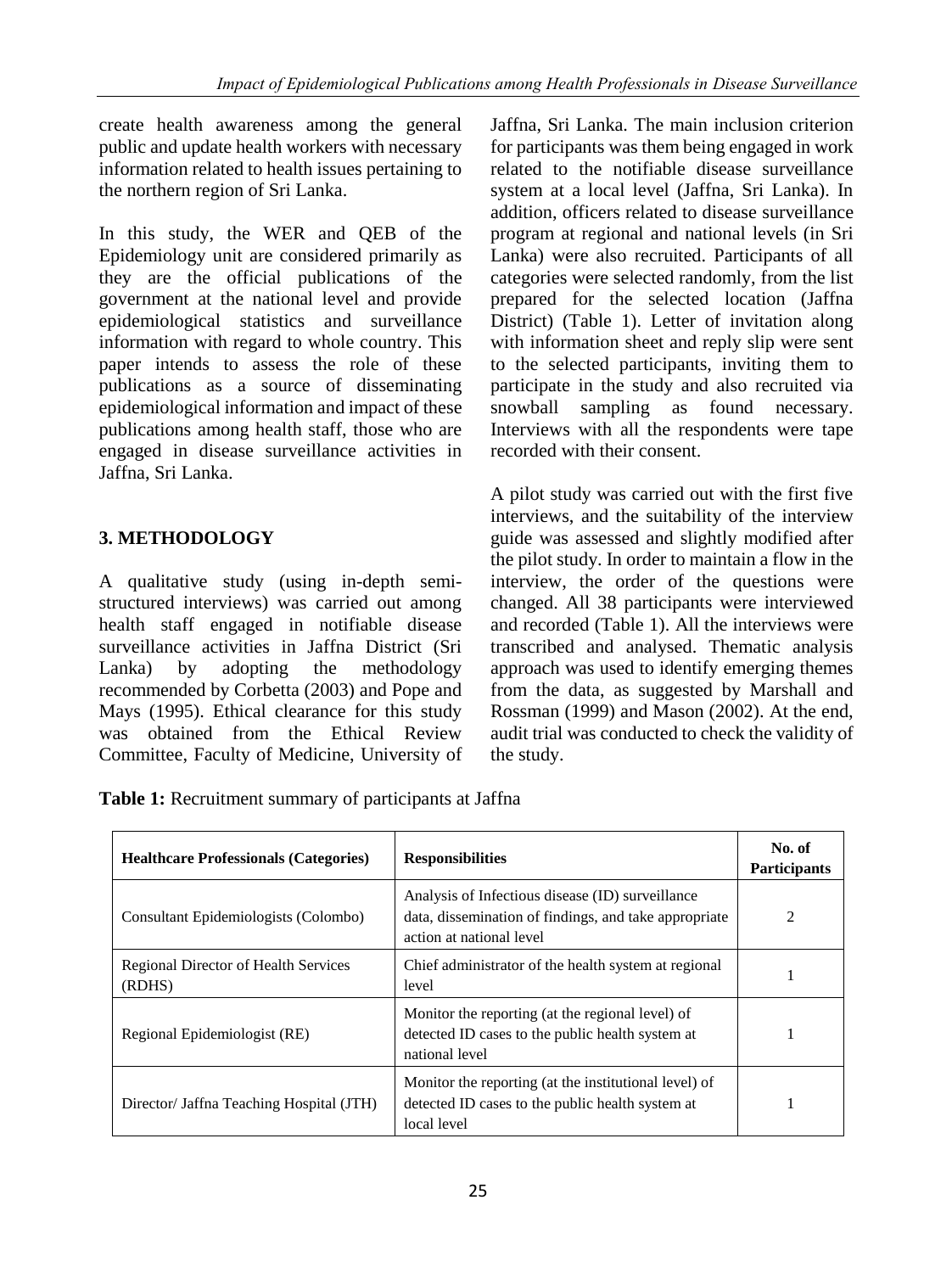create health awareness among the general public and update health workers with necessary information related to health issues pertaining to the northern region of Sri Lanka.

In this study, the WER and QEB of the Epidemiology unit are considered primarily as they are the official publications of the government at the national level and provide epidemiological statistics and surveillance information with regard to whole country. This paper intends to assess the role of these publications as a source of disseminating epidemiological information and impact of these publications among health staff, those who are engaged in disease surveillance activities in Jaffna, Sri Lanka.

## 3. METHODOLOGY

A qualitative study (using in-depth semi-structured interviews) was carried out among health staff engaged in notifiable disease surveillance activities in Jaffna District (Sri Lanka) by adopting the methodology recommended by Corbetta (2003) and Pope and Mays (1995). Ethical clearance for this study was obtained from the Ethical Review Committee, Faculty of Medicine, University of Jaffna, Sri Lanka. The main inclusion criterion for participants was them being engaged in work related to the notifiable disease surveillance system at a local level (Jaffna, Sri Lanka). In addition, officers related to disease surveillance program at regional and national levels (in Sri Lanka) were also recruited. Participants of all categories were selected randomly, from the list prepared for the selected location (Jaffna District) (Table 1). Letter of invitation along with information sheet and reply slip were sent to the selected participants, inviting them to participate in the study and also recruited via snowball sampling as found necessary. Interviews with all the respondents were tape recorded with their consent.

A pilot study was carried out with the first five interviews, and the suitability of the interview guide was assessed and slightly modified after the pilot study. In order to maintain a flow in the interview, the order of the questions were changed. All 38 participants were interviewed and recorded (Table 1). All the interviews were transcribed and analysed. Thematic analysis approach was used to identify emerging themes from the data, as suggested by Marshall and Rossman (1999) and Mason (2002). At the end, audit trial was conducted to check the validity of the study.

**Table 1:** Recruitment summary of participants at Jaffna

| Healthcare Professionals (Categories) | Responsibilities | No. of Participants |
|---|---|---|
| Consultant Epidemiologists (Colombo) | Analysis of Infectious disease (ID) surveillance data, dissemination of findings, and take appropriate action at national level | 2 |
| Regional Director of Health Services (RDHS) | Chief administrator of the health system at regional level | 1 |
| Regional Epidemiologist (RE) | Monitor the reporting (at the regional level) of detected ID cases to the public health system at national level | 1 |
| Director/ Jaffna Teaching Hospital (JTH) | Monitor the reporting (at the institutional level) of detected ID cases to the public health system at local level | 1 |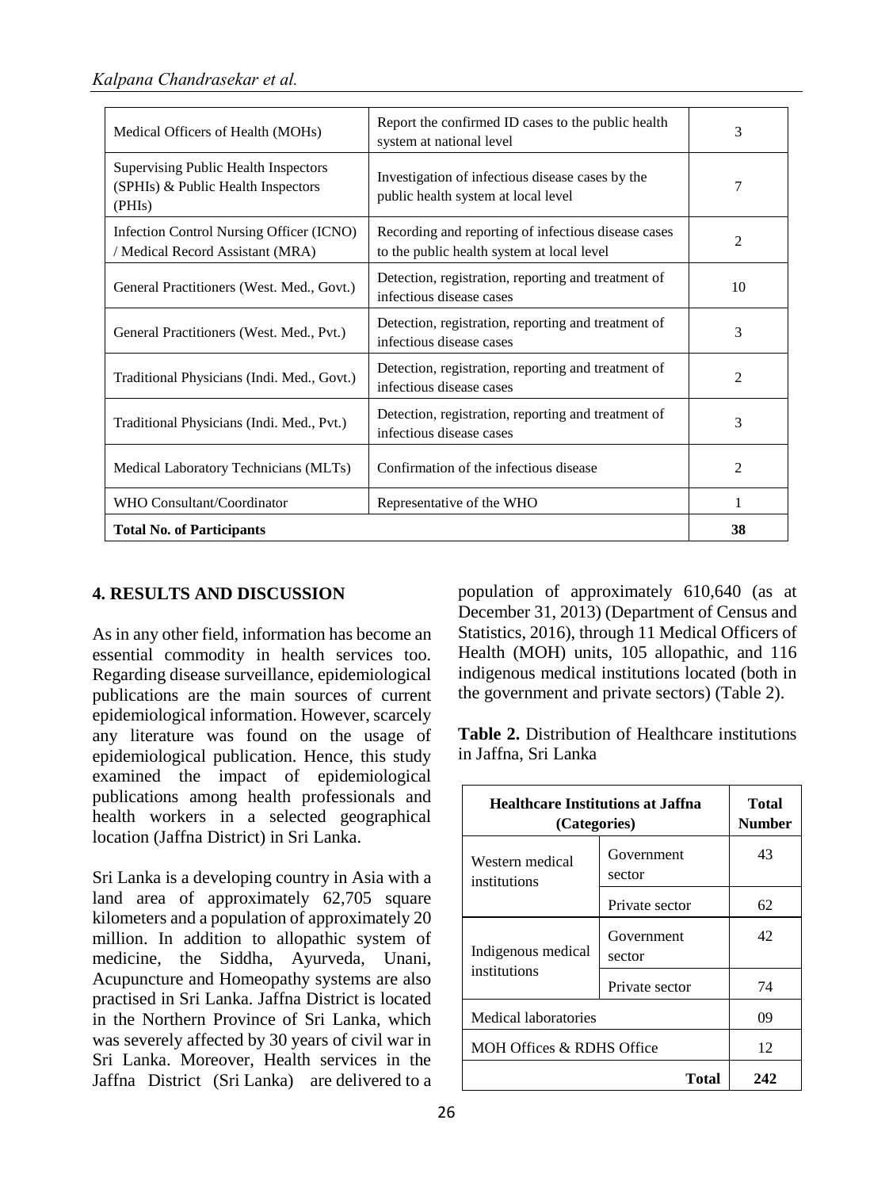| Medical Officers of Health (MOHs) | Report the confirmed ID cases to the public health system at national level | 3 |
|---|---|---|
| Supervising Public Health Inspectors (SPHIs) & Public Health Inspectors (PHIs) | Investigation of infectious disease cases by the public health system at local level | 7 |
| Infection Control Nursing Officer (ICNO) / Medical Record Assistant (MRA) | Recording and reporting of infectious disease cases to the public health system at local level | 2 |
| General Practitioners (West. Med., Govt.) | Detection, registration, reporting and treatment of infectious disease cases | 10 |
| General Practitioners (West. Med., Pvt.) | Detection, registration, reporting and treatment of infectious disease cases | 3 |
| Traditional Physicians (Indi. Med., Govt.) | Detection, registration, reporting and treatment of infectious disease cases | 2 |
| Traditional Physicians (Indi. Med., Pvt.) | Detection, registration, reporting and treatment of infectious disease cases | 3 |
| Medical Laboratory Technicians (MLTs) | Confirmation of the infectious disease | 2 |
| WHO Consultant/Coordinator | Representative of the WHO | 1 |
| **Total No. of Participants** | | **38** |

## 4. RESULTS AND DISCUSSION

As in any other field, information has become an essential commodity in health services too. Regarding disease surveillance, epidemiological publications are the main sources of current epidemiological information. However, scarcely any literature was found on the usage of epidemiological publication. Hence, this study examined the impact of epidemiological publications among health professionals and health workers in a selected geographical location (Jaffna District) in Sri Lanka.

Sri Lanka is a developing country in Asia with a land area of approximately 62,705 square kilometers and a population of approximately 20 million. In addition to allopathic system of medicine, the Siddha, Ayurveda, Unani, Acupuncture and Homeopathy systems are also practised in Sri Lanka. Jaffna District is located in the Northern Province of Sri Lanka, which was severely affected by 30 years of civil war in Sri Lanka. Moreover, Health services in the Jaffna District (Sri Lanka) are delivered to a population of approximately 610,640 (as at December 31, 2013) (Department of Census and Statistics, 2016), through 11 Medical Officers of Health (MOH) units, 105 allopathic, and 116 indigenous medical institutions located (both in the government and private sectors) (Table 2).

**Table 2.** Distribution of Healthcare institutions in Jaffna, Sri Lanka

| **Healthcare Institutions at Jaffna (Categories)** | | **Total Number** |
|---|---|---|
| Western medical institutions | Government sector | 43 |
| | Private sector | 62 |
| Indigenous medical institutions | Government sector | 42 |
| | Private sector | 74 |
| Medical laboratories | | 09 |
| MOH Offices & RDHS Office | | 12 |
| | **Total** | **242** |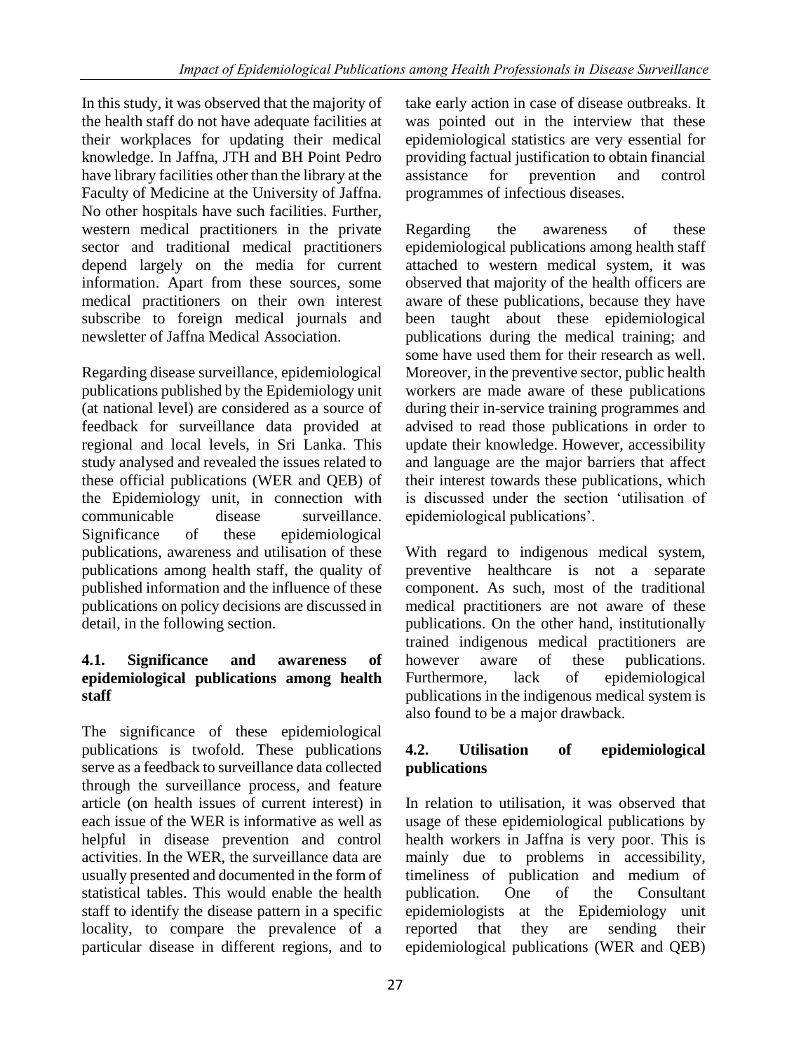In this study, it was observed that the majority of the health staff do not have adequate facilities at their workplaces for updating their medical knowledge. In Jaffna, JTH and BH Point Pedro have library facilities other than the library at the Faculty of Medicine at the University of Jaffna. No other hospitals have such facilities. Further, western medical practitioners in the private sector and traditional medical practitioners depend largely on the media for current information. Apart from these sources, some medical practitioners on their own interest subscribe to foreign medical journals and newsletter of Jaffna Medical Association.

Regarding disease surveillance, epidemiological publications published by the Epidemiology unit (at national level) are considered as a source of feedback for surveillance data provided at regional and local levels, in Sri Lanka. This study analysed and revealed the issues related to these official publications (WER and QEB) of the Epidemiology unit, in connection with communicable disease surveillance. Significance of these epidemiological publications, awareness and utilisation of these publications among health staff, the quality of published information and the influence of these publications on policy decisions are discussed in detail, in the following section.

### 4.1. Significance and awareness of epidemiological publications among health staff

The significance of these epidemiological publications is twofold. These publications serve as a feedback to surveillance data collected through the surveillance process, and feature article (on health issues of current interest) in each issue of the WER is informative as well as helpful in disease prevention and control activities. In the WER, the surveillance data are usually presented and documented in the form of statistical tables. This would enable the health staff to identify the disease pattern in a specific locality, to compare the prevalence of a particular disease in different regions, and to take early action in case of disease outbreaks. It was pointed out in the interview that these epidemiological statistics are very essential for providing factual justification to obtain financial assistance for prevention and control programmes of infectious diseases.

Regarding the awareness of these epidemiological publications among health staff attached to western medical system, it was observed that majority of the health officers are aware of these publications, because they have been taught about these epidemiological publications during the medical training; and some have used them for their research as well. Moreover, in the preventive sector, public health workers are made aware of these publications during their in-service training programmes and advised to read those publications in order to update their knowledge. However, accessibility and language are the major barriers that affect their interest towards these publications, which is discussed under the section 'utilisation of epidemiological publications'.

With regard to indigenous medical system, preventive healthcare is not a separate component. As such, most of the traditional medical practitioners are not aware of these publications. On the other hand, institutionally trained indigenous medical practitioners are however aware of these publications. Furthermore, lack of epidemiological publications in the indigenous medical system is also found to be a major drawback.

### 4.2. Utilisation of epidemiological publications

In relation to utilisation, it was observed that usage of these epidemiological publications by health workers in Jaffna is very poor. This is mainly due to problems in accessibility, timeliness of publication and medium of publication. One of the Consultant epidemiologists at the Epidemiology unit reported that they are sending their epidemiological publications (WER and QEB)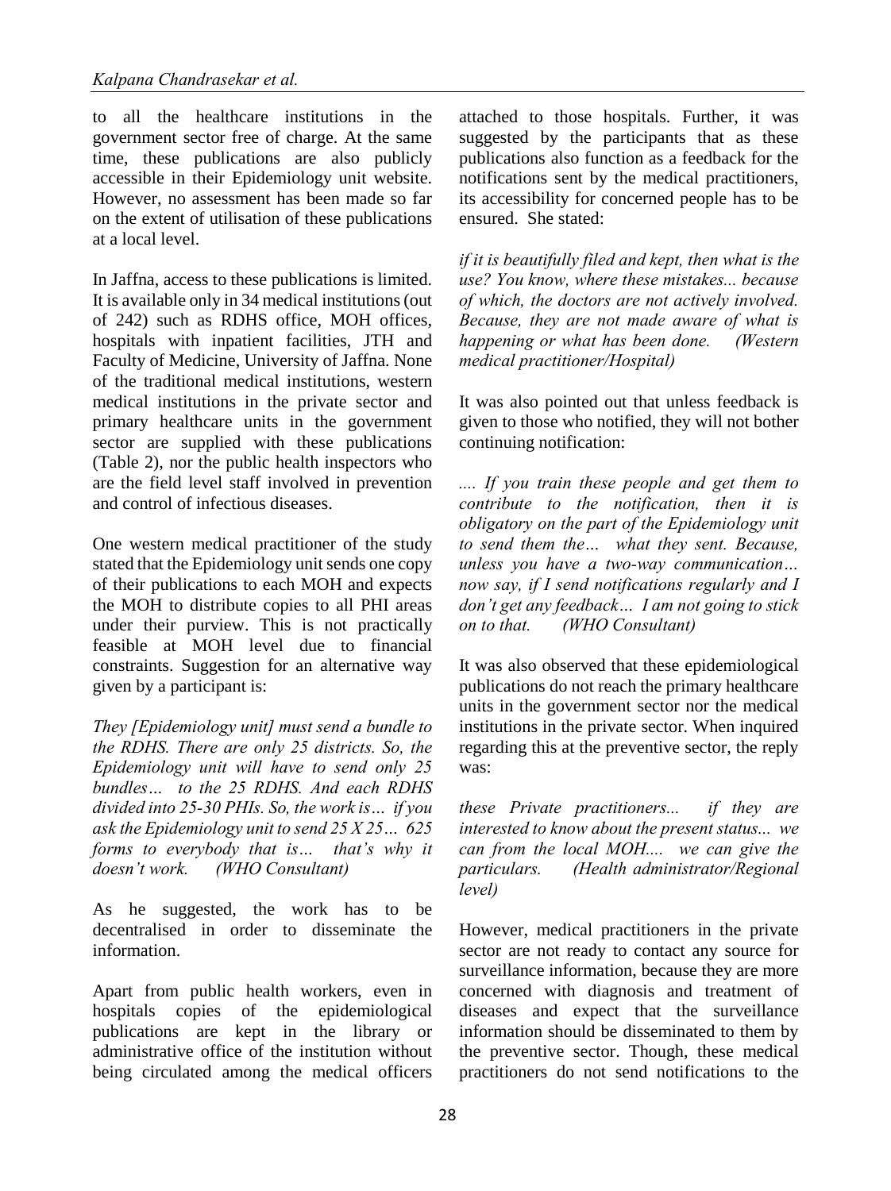to all the healthcare institutions in the government sector free of charge. At the same time, these publications are also publicly accessible in their Epidemiology unit website. However, no assessment has been made so far on the extent of utilisation of these publications at a local level.

In Jaffna, access to these publications is limited. It is available only in 34 medical institutions (out of 242) such as RDHS office, MOH offices, hospitals with inpatient facilities, JTH and Faculty of Medicine, University of Jaffna. None of the traditional medical institutions, western medical institutions in the private sector and primary healthcare units in the government sector are supplied with these publications (Table 2), nor the public health inspectors who are the field level staff involved in prevention and control of infectious diseases.

One western medical practitioner of the study stated that the Epidemiology unit sends one copy of their publications to each MOH and expects the MOH to distribute copies to all PHI areas under their purview. This is not practically feasible at MOH level due to financial constraints. Suggestion for an alternative way given by a participant is:

*They [Epidemiology unit] must send a bundle to the RDHS. There are only 25 districts. So, the Epidemiology unit will have to send only 25 bundles… to the 25 RDHS. And each RDHS divided into 25-30 PHIs. So, the work is… if you ask the Epidemiology unit to send 25 X 25… 625 forms to everybody that is… that's why it doesn't work. (WHO Consultant)*

As he suggested, the work has to be decentralised in order to disseminate the information.

Apart from public health workers, even in hospitals copies of the epidemiological publications are kept in the library or administrative office of the institution without being circulated among the medical officers attached to those hospitals. Further, it was suggested by the participants that as these publications also function as a feedback for the notifications sent by the medical practitioners, its accessibility for concerned people has to be ensured. She stated:

*if it is beautifully filed and kept, then what is the use? You know, where these mistakes... because of which, the doctors are not actively involved. Because, they are not made aware of what is happening or what has been done. (Western medical practitioner/Hospital)*

It was also pointed out that unless feedback is given to those who notified, they will not bother continuing notification:

*.... If you train these people and get them to contribute to the notification, then it is obligatory on the part of the Epidemiology unit to send them the… what they sent. Because, unless you have a two-way communication… now say, if I send notifications regularly and I don't get any feedback… I am not going to stick on to that. (WHO Consultant)*

It was also observed that these epidemiological publications do not reach the primary healthcare units in the government sector nor the medical institutions in the private sector. When inquired regarding this at the preventive sector, the reply was:

*these Private practitioners... if they are interested to know about the present status... we can from the local MOH.... we can give the particulars. (Health administrator/Regional level)*

However, medical practitioners in the private sector are not ready to contact any source for surveillance information, because they are more concerned with diagnosis and treatment of diseases and expect that the surveillance information should be disseminated to them by the preventive sector. Though, these medical practitioners do not send notifications to the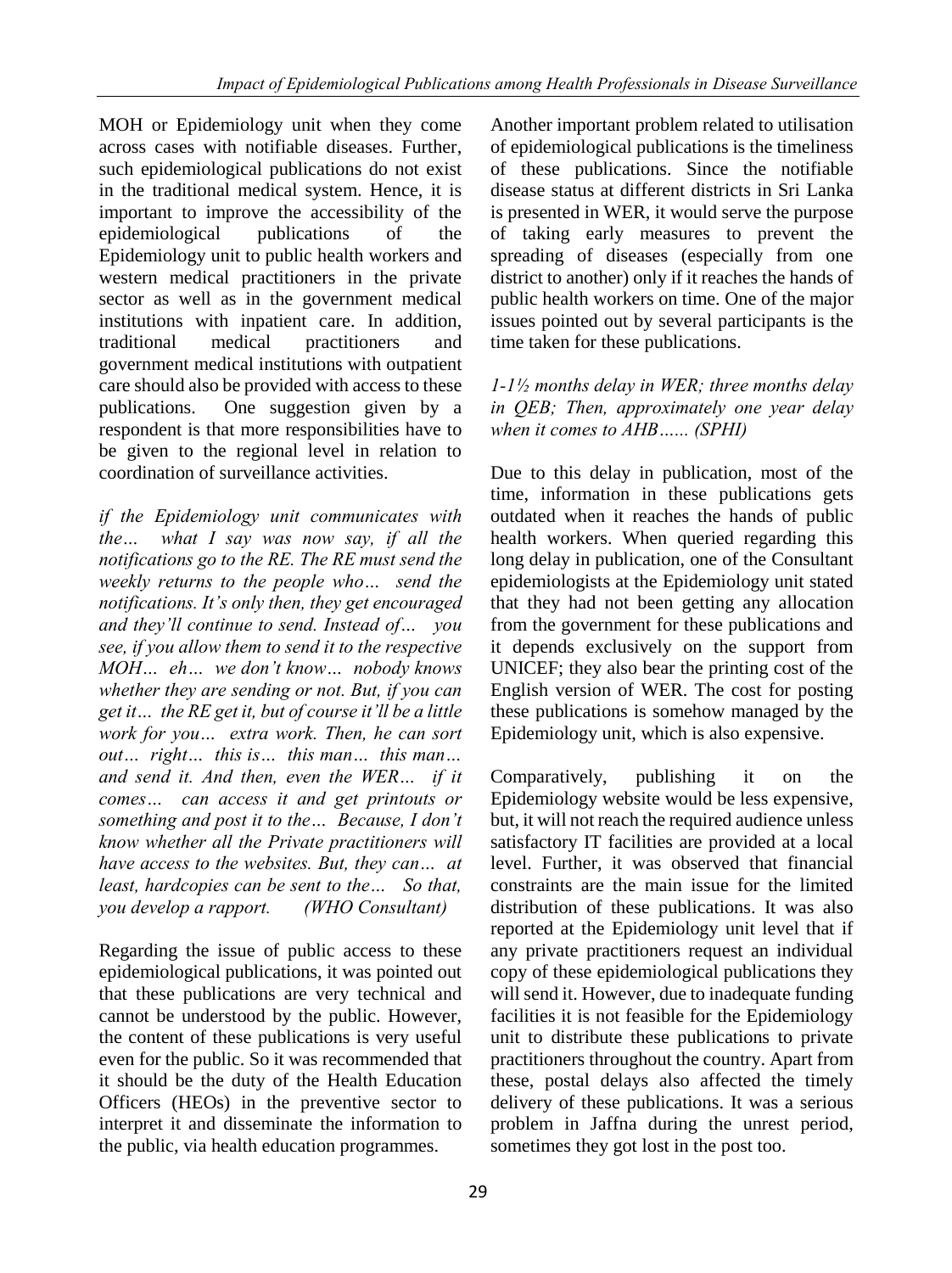MOH or Epidemiology unit when they come across cases with notifiable diseases. Further, such epidemiological publications do not exist in the traditional medical system. Hence, it is important to improve the accessibility of the epidemiological publications of the Epidemiology unit to public health workers and western medical practitioners in the private sector as well as in the government medical institutions with inpatient care. In addition, traditional medical practitioners and government medical institutions with outpatient care should also be provided with access to these publications. One suggestion given by a respondent is that more responsibilities have to be given to the regional level in relation to coordination of surveillance activities.

*if the Epidemiology unit communicates with the… what I say was now say, if all the notifications go to the RE. The RE must send the weekly returns to the people who… send the notifications. It's only then, they get encouraged and they'll continue to send. Instead of… you see, if you allow them to send it to the respective MOH… eh… we don't know… nobody knows whether they are sending or not. But, if you can get it… the RE get it, but of course it'll be a little work for you… extra work. Then, he can sort out… right… this is… this man… this man… and send it. And then, even the WER… if it comes… can access it and get printouts or something and post it to the… Because, I don't know whether all the Private practitioners will have access to the websites. But, they can… at least, hardcopies can be sent to the… So that, you develop a rapport. (WHO Consultant)*

Regarding the issue of public access to these epidemiological publications, it was pointed out that these publications are very technical and cannot be understood by the public. However, the content of these publications is very useful even for the public. So it was recommended that it should be the duty of the Health Education Officers (HEOs) in the preventive sector to interpret it and disseminate the information to the public, via health education programmes.

Another important problem related to utilisation of epidemiological publications is the timeliness of these publications. Since the notifiable disease status at different districts in Sri Lanka is presented in WER, it would serve the purpose of taking early measures to prevent the spreading of diseases (especially from one district to another) only if it reaches the hands of public health workers on time. One of the major issues pointed out by several participants is the time taken for these publications.

*1-1½ months delay in WER; three months delay in QEB; Then, approximately one year delay when it comes to AHB…… (SPHI)*

Due to this delay in publication, most of the time, information in these publications gets outdated when it reaches the hands of public health workers. When queried regarding this long delay in publication, one of the Consultant epidemiologists at the Epidemiology unit stated that they had not been getting any allocation from the government for these publications and it depends exclusively on the support from UNICEF; they also bear the printing cost of the English version of WER. The cost for posting these publications is somehow managed by the Epidemiology unit, which is also expensive.

Comparatively, publishing it on the Epidemiology website would be less expensive, but, it will not reach the required audience unless satisfactory IT facilities are provided at a local level. Further, it was observed that financial constraints are the main issue for the limited distribution of these publications. It was also reported at the Epidemiology unit level that if any private practitioners request an individual copy of these epidemiological publications they will send it. However, due to inadequate funding facilities it is not feasible for the Epidemiology unit to distribute these publications to private practitioners throughout the country. Apart from these, postal delays also affected the timely delivery of these publications. It was a serious problem in Jaffna during the unrest period, sometimes they got lost in the post too.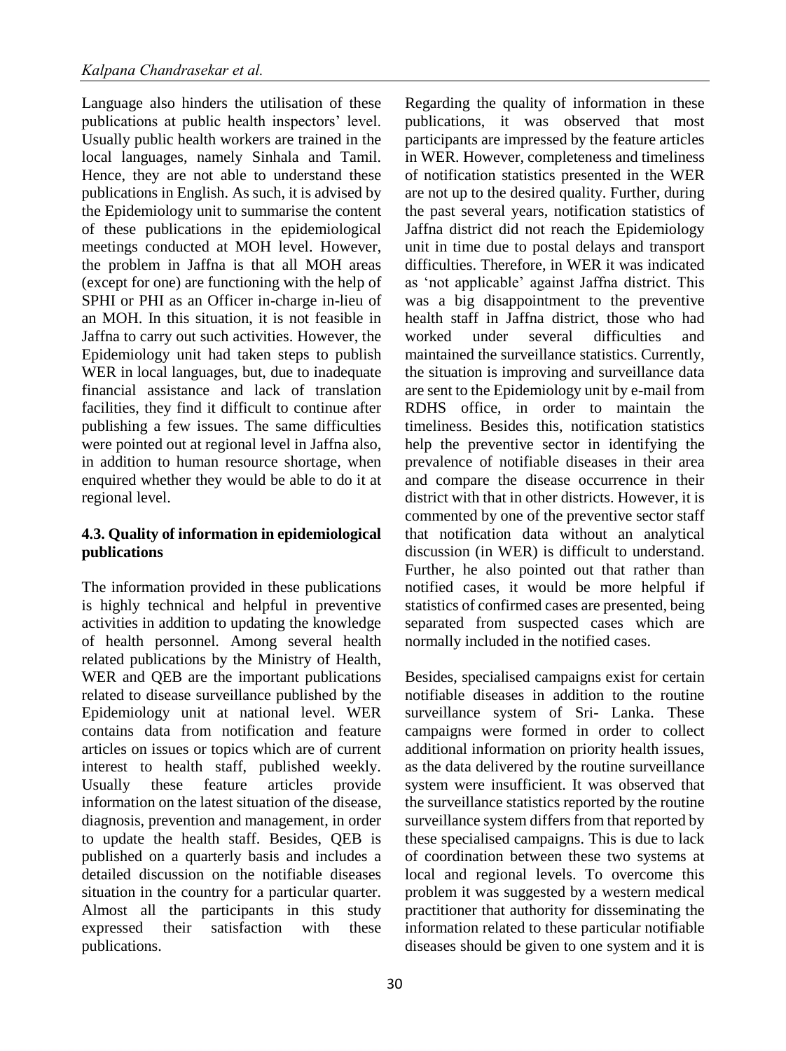Language also hinders the utilisation of these publications at public health inspectors' level. Usually public health workers are trained in the local languages, namely Sinhala and Tamil. Hence, they are not able to understand these publications in English. As such, it is advised by the Epidemiology unit to summarise the content of these publications in the epidemiological meetings conducted at MOH level. However, the problem in Jaffna is that all MOH areas (except for one) are functioning with the help of SPHI or PHI as an Officer in-charge in-lieu of an MOH. In this situation, it is not feasible in Jaffna to carry out such activities. However, the Epidemiology unit had taken steps to publish WER in local languages, but, due to inadequate financial assistance and lack of translation facilities, they find it difficult to continue after publishing a few issues. The same difficulties were pointed out at regional level in Jaffna also, in addition to human resource shortage, when enquired whether they would be able to do it at regional level.

### 4.3. Quality of information in epidemiological publications

The information provided in these publications is highly technical and helpful in preventive activities in addition to updating the knowledge of health personnel. Among several health related publications by the Ministry of Health, WER and QEB are the important publications related to disease surveillance published by the Epidemiology unit at national level. WER contains data from notification and feature articles on issues or topics which are of current interest to health staff, published weekly. Usually these feature articles provide information on the latest situation of the disease, diagnosis, prevention and management, in order to update the health staff. Besides, QEB is published on a quarterly basis and includes a detailed discussion on the notifiable diseases situation in the country for a particular quarter. Almost all the participants in this study expressed their satisfaction with these publications.

Regarding the quality of information in these publications, it was observed that most participants are impressed by the feature articles in WER. However, completeness and timeliness of notification statistics presented in the WER are not up to the desired quality. Further, during the past several years, notification statistics of Jaffna district did not reach the Epidemiology unit in time due to postal delays and transport difficulties. Therefore, in WER it was indicated as 'not applicable' against Jaffna district. This was a big disappointment to the preventive health staff in Jaffna district, those who had worked under several difficulties and maintained the surveillance statistics. Currently, the situation is improving and surveillance data are sent to the Epidemiology unit by e-mail from RDHS office, in order to maintain the timeliness. Besides this, notification statistics help the preventive sector in identifying the prevalence of notifiable diseases in their area and compare the disease occurrence in their district with that in other districts. However, it is commented by one of the preventive sector staff that notification data without an analytical discussion (in WER) is difficult to understand. Further, he also pointed out that rather than notified cases, it would be more helpful if statistics of confirmed cases are presented, being separated from suspected cases which are normally included in the notified cases.

Besides, specialised campaigns exist for certain notifiable diseases in addition to the routine surveillance system of Sri- Lanka. These campaigns were formed in order to collect additional information on priority health issues, as the data delivered by the routine surveillance system were insufficient. It was observed that the surveillance statistics reported by the routine surveillance system differs from that reported by these specialised campaigns. This is due to lack of coordination between these two systems at local and regional levels. To overcome this problem it was suggested by a western medical practitioner that authority for disseminating the information related to these particular notifiable diseases should be given to one system and it is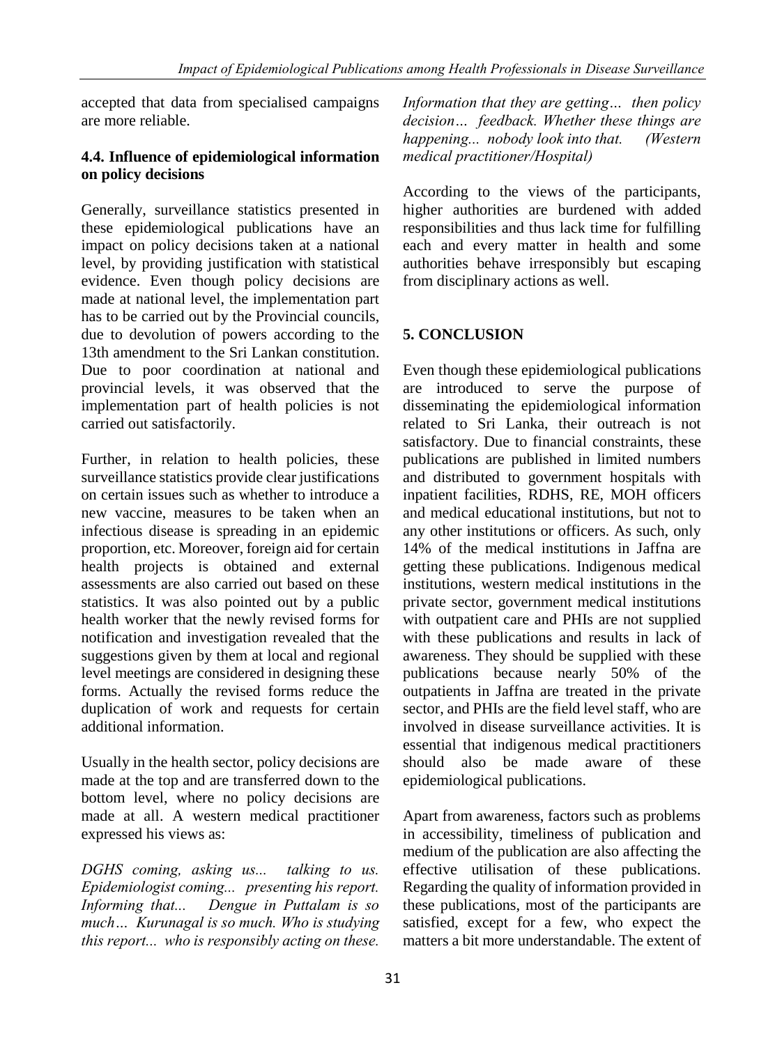accepted that data from specialised campaigns are more reliable.

### 4.4. Influence of epidemiological information on policy decisions

Generally, surveillance statistics presented in these epidemiological publications have an impact on policy decisions taken at a national level, by providing justification with statistical evidence. Even though policy decisions are made at national level, the implementation part has to be carried out by the Provincial councils, due to devolution of powers according to the 13th amendment to the Sri Lankan constitution. Due to poor coordination at national and provincial levels, it was observed that the implementation part of health policies is not carried out satisfactorily.

Further, in relation to health policies, these surveillance statistics provide clear justifications on certain issues such as whether to introduce a new vaccine, measures to be taken when an infectious disease is spreading in an epidemic proportion, etc. Moreover, foreign aid for certain health projects is obtained and external assessments are also carried out based on these statistics. It was also pointed out by a public health worker that the newly revised forms for notification and investigation revealed that the suggestions given by them at local and regional level meetings are considered in designing these forms. Actually the revised forms reduce the duplication of work and requests for certain additional information.

Usually in the health sector, policy decisions are made at the top and are transferred down to the bottom level, where no policy decisions are made at all. A western medical practitioner expressed his views as:

*DGHS coming, asking us... talking to us. Epidemiologist coming... presenting his report. Informing that... Dengue in Puttalam is so much… Kurunagal is so much. Who is studying this report... who is responsibly acting on these. Information that they are getting… then policy decision… feedback. Whether these things are happening... nobody look into that. (Western medical practitioner/Hospital)*

According to the views of the participants, higher authorities are burdened with added responsibilities and thus lack time for fulfilling each and every matter in health and some authorities behave irresponsibly but escaping from disciplinary actions as well.

## 5. CONCLUSION

Even though these epidemiological publications are introduced to serve the purpose of disseminating the epidemiological information related to Sri Lanka, their outreach is not satisfactory. Due to financial constraints, these publications are published in limited numbers and distributed to government hospitals with inpatient facilities, RDHS, RE, MOH officers and medical educational institutions, but not to any other institutions or officers. As such, only 14% of the medical institutions in Jaffna are getting these publications. Indigenous medical institutions, western medical institutions in the private sector, government medical institutions with outpatient care and PHIs are not supplied with these publications and results in lack of awareness. They should be supplied with these publications because nearly 50% of the outpatients in Jaffna are treated in the private sector, and PHIs are the field level staff, who are involved in disease surveillance activities. It is essential that indigenous medical practitioners should also be made aware of these epidemiological publications.

Apart from awareness, factors such as problems in accessibility, timeliness of publication and medium of the publication are also affecting the effective utilisation of these publications. Regarding the quality of information provided in these publications, most of the participants are satisfied, except for a few, who expect the matters a bit more understandable. The extent of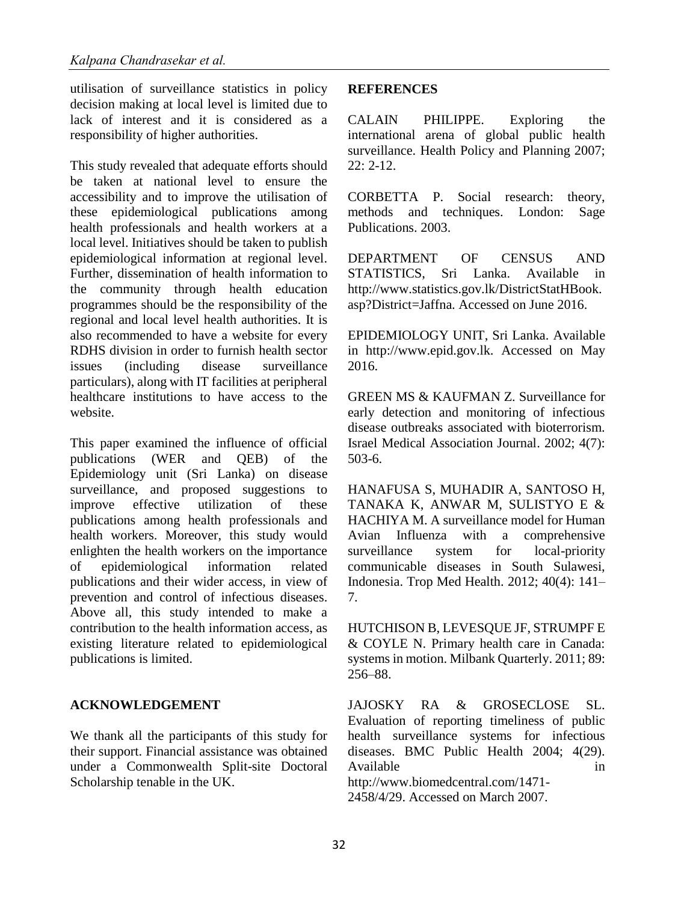utilisation of surveillance statistics in policy decision making at local level is limited due to lack of interest and it is considered as a responsibility of higher authorities.

This study revealed that adequate efforts should be taken at national level to ensure the accessibility and to improve the utilisation of these epidemiological publications among health professionals and health workers at a local level. Initiatives should be taken to publish epidemiological information at regional level. Further, dissemination of health information to the community through health education programmes should be the responsibility of the regional and local level health authorities. It is also recommended to have a website for every RDHS division in order to furnish health sector issues (including disease surveillance particulars), along with IT facilities at peripheral healthcare institutions to have access to the website.

This paper examined the influence of official publications (WER and QEB) of the Epidemiology unit (Sri Lanka) on disease surveillance, and proposed suggestions to improve effective utilization of these publications among health professionals and health workers. Moreover, this study would enlighten the health workers on the importance of epidemiological information related publications and their wider access, in view of prevention and control of infectious diseases. Above all, this study intended to make a contribution to the health information access, as existing literature related to epidemiological publications is limited.

## ACKNOWLEDGEMENT

We thank all the participants of this study for their support. Financial assistance was obtained under a Commonwealth Split-site Doctoral Scholarship tenable in the UK.

## REFERENCES

CALAIN PHILIPPE. Exploring the international arena of global public health surveillance. Health Policy and Planning 2007; 22: 2-12.

CORBETTA P. Social research: theory, methods and techniques. London: Sage Publications. 2003.

DEPARTMENT OF CENSUS AND STATISTICS, Sri Lanka. Available in http://www.statistics.gov.lk/DistrictStatHBook.asp?District=Jaffna. Accessed on June 2016.

EPIDEMIOLOGY UNIT, Sri Lanka. Available in http://www.epid.gov.lk. Accessed on May 2016.

GREEN MS & KAUFMAN Z. Surveillance for early detection and monitoring of infectious disease outbreaks associated with bioterrorism. Israel Medical Association Journal. 2002; 4(7): 503-6.

HANAFUSA S, MUHADIR A, SANTOSO H, TANAKA K, ANWAR M, SULISTYO E & HACHIYA M. A surveillance model for Human Avian Influenza with a comprehensive surveillance system for local-priority communicable diseases in South Sulawesi, Indonesia. Trop Med Health. 2012; 40(4): 141–7.

HUTCHISON B, LEVESQUE JF, STRUMPF E & COYLE N. Primary health care in Canada: systems in motion. Milbank Quarterly. 2011; 89: 256–88.

JAJOSKY RA & GROSECLOSE SL. Evaluation of reporting timeliness of public health surveillance systems for infectious diseases. BMC Public Health 2004; 4(29). Available in http://www.biomedcentral.com/1471-2458/4/29. Accessed on March 2007.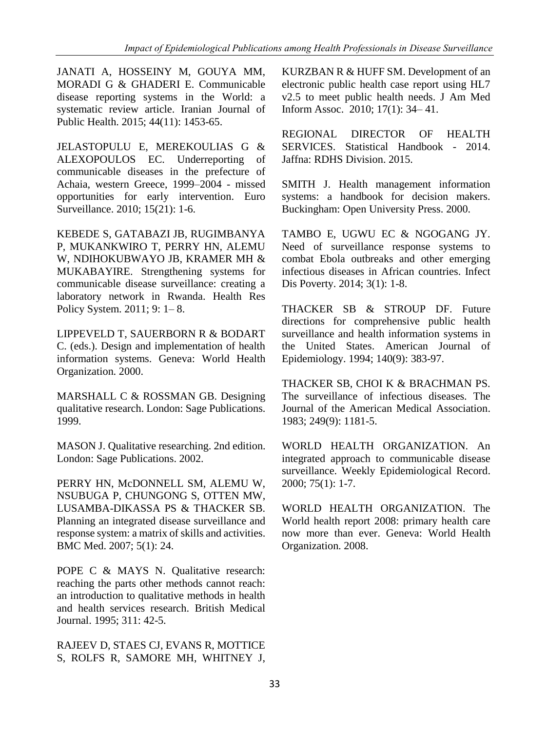JANATI A, HOSSEINY M, GOUYA MM, MORADI G & GHADERI E. Communicable disease reporting systems in the World: a systematic review article. Iranian Journal of Public Health. 2015; 44(11): 1453-65.

JELASTOPULU E, MEREKOULIAS G & ALEXOPOULOS EC. Underreporting of communicable diseases in the prefecture of Achaia, western Greece, 1999–2004 - missed opportunities for early intervention. Euro Surveillance. 2010; 15(21): 1-6.

KEBEDE S, GATABAZI JB, RUGIMBANYA P, MUKANKWIRO T, PERRY HN, ALEMU W, NDIHOKUBWAYO JB, KRAMER MH & MUKABAYIRE. Strengthening systems for communicable disease surveillance: creating a laboratory network in Rwanda. Health Res Policy System. 2011; 9: 1– 8.

LIPPEVELD T, SAUERBORN R & BODART C. (eds.). Design and implementation of health information systems. Geneva: World Health Organization. 2000.

MARSHALL C & ROSSMAN GB. Designing qualitative research. London: Sage Publications. 1999.

MASON J. Qualitative researching. 2nd edition. London: Sage Publications. 2002.

PERRY HN, McDONNELL SM, ALEMU W, NSUBUGA P, CHUNGONG S, OTTEN MW, LUSAMBA-DIKASSA PS & THACKER SB. Planning an integrated disease surveillance and response system: a matrix of skills and activities. BMC Med. 2007; 5(1): 24.

POPE C & MAYS N. Qualitative research: reaching the parts other methods cannot reach: an introduction to qualitative methods in health and health services research. British Medical Journal. 1995; 311: 42-5.

RAJEEV D, STAES CJ, EVANS R, MOTTICE S, ROLFS R, SAMORE MH, WHITNEY J, KURZBAN R & HUFF SM. Development of an electronic public health case report using HL7 v2.5 to meet public health needs. J Am Med Inform Assoc. 2010; 17(1): 34– 41.

REGIONAL DIRECTOR OF HEALTH SERVICES. Statistical Handbook - 2014. Jaffna: RDHS Division. 2015.

SMITH J. Health management information systems: a handbook for decision makers. Buckingham: Open University Press. 2000.

TAMBO E, UGWU EC & NGOGANG JY. Need of surveillance response systems to combat Ebola outbreaks and other emerging infectious diseases in African countries. Infect Dis Poverty. 2014; 3(1): 1-8.

THACKER SB & STROUP DF. Future directions for comprehensive public health surveillance and health information systems in the United States. American Journal of Epidemiology. 1994; 140(9): 383-97.

THACKER SB, CHOI K & BRACHMAN PS. The surveillance of infectious diseases. The Journal of the American Medical Association. 1983; 249(9): 1181-5.

WORLD HEALTH ORGANIZATION. An integrated approach to communicable disease surveillance. Weekly Epidemiological Record. 2000; 75(1): 1-7.

WORLD HEALTH ORGANIZATION. The World health report 2008: primary health care now more than ever. Geneva: World Health Organization. 2008.